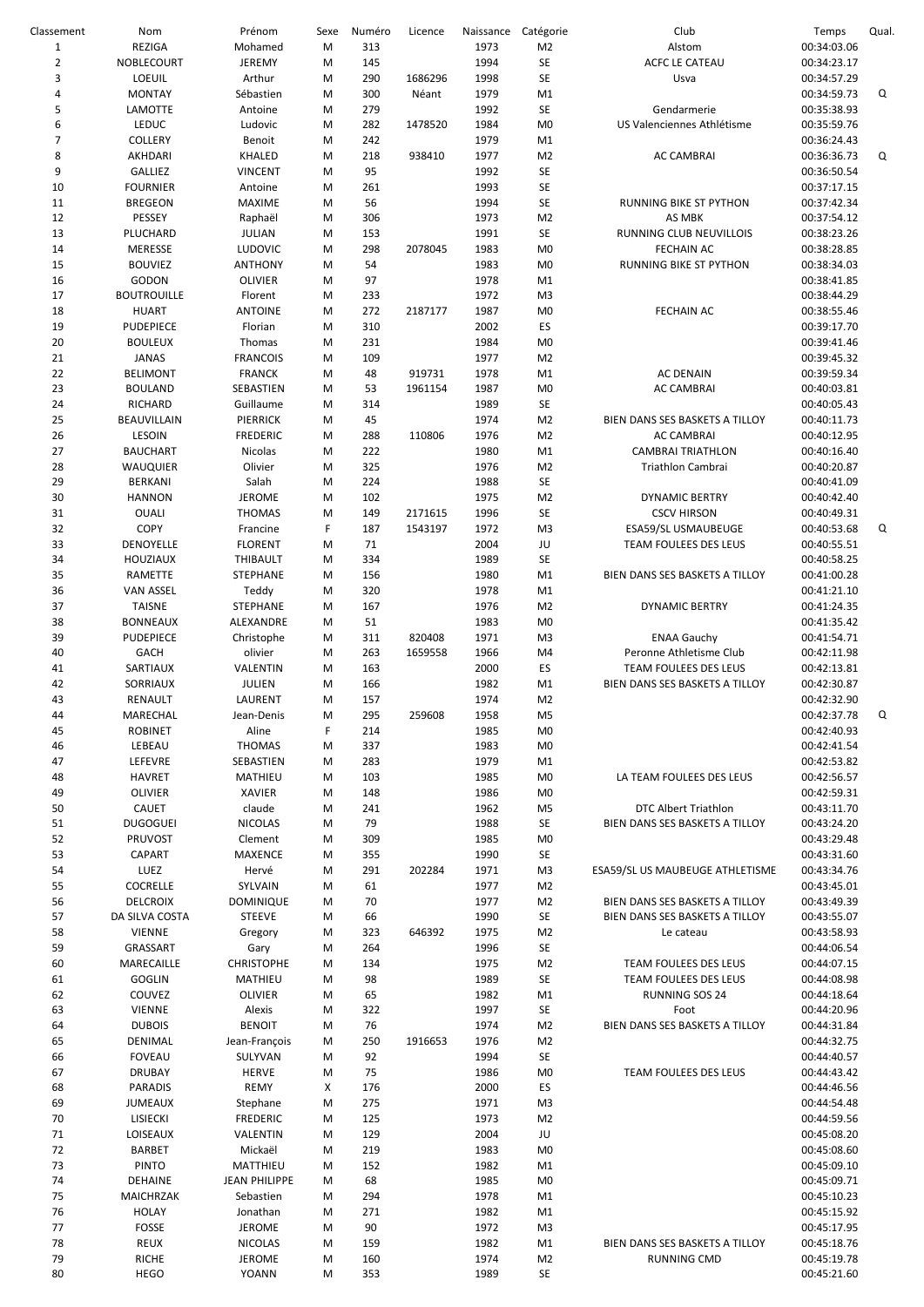| Classement | Nom | Prénom | Sexe | Numéro | Licence | Naissance | Catégorie | Club | Temps | Qual. |
|---|---|---|---|---|---|---|---|---|---|---|
| 1 | REZIGA | Mohamed | M | 313 | | 1973 | M2 | Alstom | 00:34:03.06 | |
| 2 | NOBLECOURT | JEREMY | M | 145 | | 1994 | SE | ACFC LE CATEAU | 00:34:23.17 | |
| 3 | LOEUIL | Arthur | M | 290 | 1686296 | 1998 | SE | Usva | 00:34:57.29 | |
| 4 | MONTAY | Sébastien | M | 300 | Néant | 1979 | M1 | | 00:34:59.73 | Q |
| 5 | LAMOTTE | Antoine | M | 279 | | 1992 | SE | Gendarmerie | 00:35:38.93 | |
| 6 | LEDUC | Ludovic | M | 282 | 1478520 | 1984 | M0 | US Valenciennes Athlétisme | 00:35:59.76 | |
| 7 | COLLERY | Benoit | M | 242 | | 1979 | M1 | | 00:36:24.43 | |
| 8 | AKHDARI | KHALED | M | 218 | 938410 | 1977 | M2 | AC CAMBRAI | 00:36:36.73 | Q |
| 9 | GALLIEZ | VINCENT | M | 95 | | 1992 | SE | | 00:36:50.54 | |
| 10 | FOURNIER | Antoine | M | 261 | | 1993 | SE | | 00:37:17.15 | |
| 11 | BREGEON | MAXIME | M | 56 | | 1994 | SE | RUNNING BIKE ST PYTHON | 00:37:42.34 | |
| 12 | PESSEY | Raphaël | M | 306 | | 1973 | M2 | AS MBK | 00:37:54.12 | |
| 13 | PLUCHARD | JULIAN | M | 153 | | 1991 | SE | RUNNING CLUB NEUVILLOIS | 00:38:23.26 | |
| 14 | MERESSE | LUDOVIC | M | 298 | 2078045 | 1983 | M0 | FECHAIN AC | 00:38:28.85 | |
| 15 | BOUVIEZ | ANTHONY | M | 54 | | 1983 | M0 | RUNNING BIKE ST PYTHON | 00:38:34.03 | |
| 16 | GODON | OLIVIER | M | 97 | | 1978 | M1 | | 00:38:41.85 | |
| 17 | BOUTROUILLE | Florent | M | 233 | | 1972 | M3 | | 00:38:44.29 | |
| 18 | HUART | ANTOINE | M | 272 | 2187177 | 1987 | M0 | FECHAIN AC | 00:38:55.46 | |
| 19 | PUDEPIECE | Florian | M | 310 | | 2002 | ES | | 00:39:17.70 | |
| 20 | BOULEUX | Thomas | M | 231 | | 1984 | M0 | | 00:39:41.46 | |
| 21 | JANAS | FRANCOIS | M | 109 | | 1977 | M2 | | 00:39:45.32 | |
| 22 | BELIMONT | FRANCK | M | 48 | 919731 | 1978 | M1 | AC DENAIN | 00:39:59.34 | |
| 23 | BOULAND | SEBASTIEN | M | 53 | 1961154 | 1987 | M0 | AC CAMBRAI | 00:40:03.81 | |
| 24 | RICHARD | Guillaume | M | 314 | | 1989 | SE | | 00:40:05.43 | |
| 25 | BEAUVILLAIN | PIERRICK | M | 45 | | 1974 | M2 | BIEN DANS SES BASKETS A TILLOY | 00:40:11.73 | |
| 26 | LESOIN | FREDERIC | M | 288 | 110806 | 1976 | M2 | AC CAMBRAI | 00:40:12.95 | |
| 27 | BAUCHART | Nicolas | M | 222 | | 1980 | M1 | CAMBRAI TRIATHLON | 00:40:16.40 | |
| 28 | WAUQUIER | Olivier | M | 325 | | 1976 | M2 | Triathlon Cambrai | 00:40:20.87 | |
| 29 | BERKANI | Salah | M | 224 | | 1988 | SE | | 00:40:41.09 | |
| 30 | HANNON | JEROME | M | 102 | | 1975 | M2 | DYNAMIC BERTRY | 00:40:42.40 | |
| 31 | OUALI | THOMAS | M | 149 | 2171615 | 1996 | SE | CSCV HIRSON | 00:40:49.31 | |
| 32 | COPY | Francine | F | 187 | 1543197 | 1972 | M3 | ESA59/SL USMAUBEUGE | 00:40:53.68 | Q |
| 33 | DENOYELLE | FLORENT | M | 71 | | 2004 | JU | TEAM FOULEES DES LEUS | 00:40:55.51 | |
| 34 | HOUZIAUX | THIBAULT | M | 334 | | 1989 | SE | | 00:40:58.25 | |
| 35 | RAMETTE | STEPHANE | M | 156 | | 1980 | M1 | BIEN DANS SES BASKETS A TILLOY | 00:41:00.28 | |
| 36 | VAN ASSEL | Teddy | M | 320 | | 1978 | M1 | | 00:41:21.10 | |
| 37 | TAISNE | STEPHANE | M | 167 | | 1976 | M2 | DYNAMIC BERTRY | 00:41:24.35 | |
| 38 | BONNEAUX | ALEXANDRE | M | 51 | | 1983 | M0 | | 00:41:35.42 | |
| 39 | PUDEPIECE | Christophe | M | 311 | 820408 | 1971 | M3 | ENAA Gauchy | 00:41:54.71 | |
| 40 | GACH | olivier | M | 263 | 1659558 | 1966 | M4 | Peronne Athletisme Club | 00:42:11.98 | |
| 41 | SARTIAUX | VALENTIN | M | 163 | | 2000 | ES | TEAM FOULEES DES LEUS | 00:42:13.81 | |
| 42 | SORRIAUX | JULIEN | M | 166 | | 1982 | M1 | BIEN DANS SES BASKETS A TILLOY | 00:42:30.87 | |
| 43 | RENAULT | LAURENT | M | 157 | | 1974 | M2 | | 00:42:32.90 | |
| 44 | MARECHAL | Jean-Denis | M | 295 | 259608 | 1958 | M5 | | 00:42:37.78 | Q |
| 45 | ROBINET | Aline | F | 214 | | 1985 | M0 | | 00:42:40.93 | |
| 46 | LEBEAU | THOMAS | M | 337 | | 1983 | M0 | | 00:42:41.54 | |
| 47 | LEFEVRE | SEBASTIEN | M | 283 | | 1979 | M1 | | 00:42:53.82 | |
| 48 | HAVRET | MATHIEU | M | 103 | | 1985 | M0 | LA TEAM FOULEES DES LEUS | 00:42:56.57 | |
| 49 | OLIVIER | XAVIER | M | 148 | | 1986 | M0 | | 00:42:59.31 | |
| 50 | CAUET | claude | M | 241 | | 1962 | M5 | DTC Albert Triathlon | 00:43:11.70 | |
| 51 | DUGOGUEI | NICOLAS | M | 79 | | 1988 | SE | BIEN DANS SES BASKETS A TILLOY | 00:43:24.20 | |
| 52 | PRUVOST | Clement | M | 309 | | 1985 | M0 | | 00:43:29.48 | |
| 53 | CAPART | MAXENCE | M | 355 | | 1990 | SE | | 00:43:31.60 | |
| 54 | LUEZ | Hervé | M | 291 | 202284 | 1971 | M3 | ESA59/SL US MAUBEUGE ATHLETISME | 00:43:34.76 | |
| 55 | COCRELLE | SYLVAIN | M | 61 | | 1977 | M2 | | 00:43:45.01 | |
| 56 | DELCROIX | DOMINIQUE | M | 70 | | 1977 | M2 | BIEN DANS SES BASKETS A TILLOY | 00:43:49.39 | |
| 57 | DA SILVA COSTA | STEEVE | M | 66 | | 1990 | SE | BIEN DANS SES BASKETS A TILLOY | 00:43:55.07 | |
| 58 | VIENNE | Gregory | M | 323 | 646392 | 1975 | M2 | Le cateau | 00:43:58.93 | |
| 59 | GRASSART | Gary | M | 264 | | 1996 | SE | | 00:44:06.54 | |
| 60 | MARECAILLE | CHRISTOPHE | M | 134 | | 1975 | M2 | TEAM FOULEES DES LEUS | 00:44:07.15 | |
| 61 | GOGLIN | MATHIEU | M | 98 | | 1989 | SE | TEAM FOULEES DES LEUS | 00:44:08.98 | |
| 62 | COUVEZ | OLIVIER | M | 65 | | 1982 | M1 | RUNNING SOS 24 | 00:44:18.64 | |
| 63 | VIENNE | Alexis | M | 322 | | 1997 | SE | Foot | 00:44:20.96 | |
| 64 | DUBOIS | BENOIT | M | 76 | | 1974 | M2 | BIEN DANS SES BASKETS A TILLOY | 00:44:31.84 | |
| 65 | DENIMAL | Jean-François | M | 250 | 1916653 | 1976 | M2 | | 00:44:32.75 | |
| 66 | FOVEAU | SULYVAN | M | 92 | | 1994 | SE | | 00:44:40.57 | |
| 67 | DRUBAY | HERVE | M | 75 | | 1986 | M0 | TEAM FOULEES DES LEUS | 00:44:43.42 | |
| 68 | PARADIS | REMY | X | 176 | | 2000 | ES | | 00:44:46.56 | |
| 69 | JUMEAUX | Stephane | M | 275 | | 1971 | M3 | | 00:44:54.48 | |
| 70 | LISIECKI | FREDERIC | M | 125 | | 1973 | M2 | | 00:44:59.56 | |
| 71 | LOISEAUX | VALENTIN | M | 129 | | 2004 | JU | | 00:45:08.20 | |
| 72 | BARBET | Mickaël | M | 219 | | 1983 | M0 | | 00:45:08.60 | |
| 73 | PINTO | MATTHIEU | M | 152 | | 1982 | M1 | | 00:45:09.10 | |
| 74 | DEHAINE | JEAN PHILIPPE | M | 68 | | 1985 | M0 | | 00:45:09.71 | |
| 75 | MAICHRZAK | Sebastien | M | 294 | | 1978 | M1 | | 00:45:10.23 | |
| 76 | HOLAY | Jonathan | M | 271 | | 1982 | M1 | | 00:45:15.92 | |
| 77 | FOSSE | JEROME | M | 90 | | 1972 | M3 | | 00:45:17.95 | |
| 78 | REUX | NICOLAS | M | 159 | | 1982 | M1 | BIEN DANS SES BASKETS A TILLOY | 00:45:18.76 | |
| 79 | RICHE | JEROME | M | 160 | | 1974 | M2 | RUNNING CMD | 00:45:19.78 | |
| 80 | HEGO | YOANN | M | 353 | | 1989 | SE | | 00:45:21.60 | |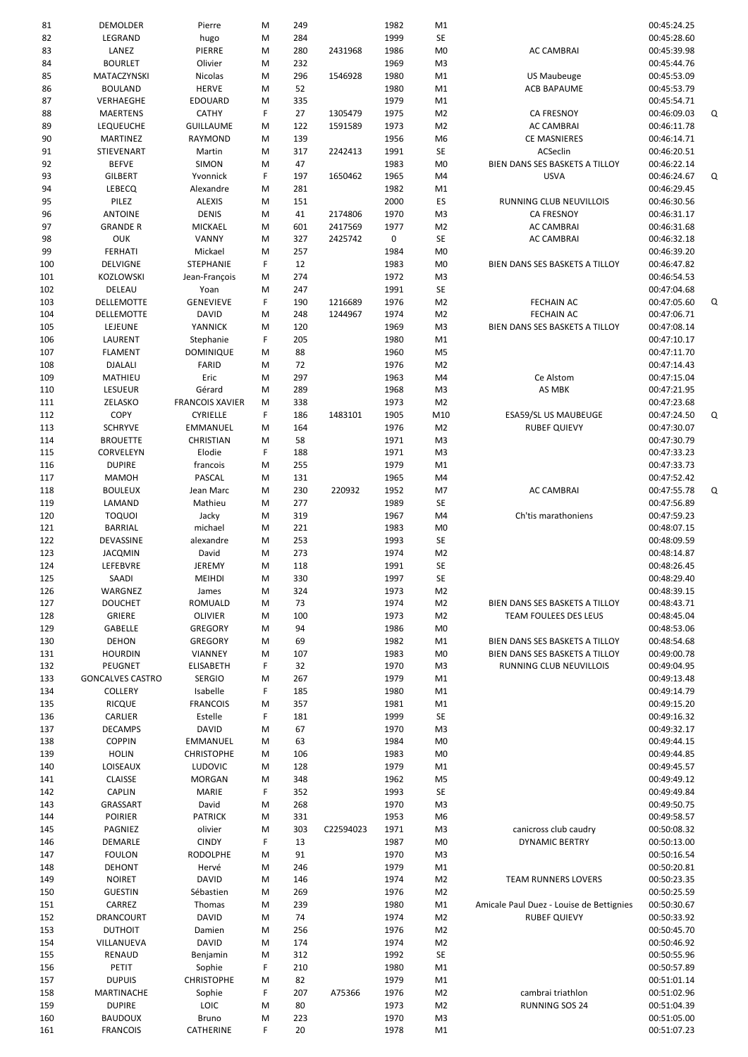| | | | | | | | | | | |
|---|---|---|---|---|---|---|---|---|---|---|
| 81 | DEMOLDER | Pierre | M | 249 | | 1982 | M1 | | 00:45:24.25 | |
| 82 | LEGRAND | hugo | M | 284 | | 1999 | SE | | 00:45:28.60 | |
| 83 | LANEZ | PIERRE | M | 280 | 2431968 | 1986 | M0 | AC CAMBRAI | 00:45:39.98 | |
| 84 | BOURLET | Olivier | M | 232 | | 1969 | M3 | | 00:45:44.76 | |
| 85 | MATACZYNSKI | Nicolas | M | 296 | 1546928 | 1980 | M1 | US Maubeuge | 00:45:53.09 | |
| 86 | BOULAND | HERVE | M | 52 | | 1980 | M1 | ACB BAPAUME | 00:45:53.79 | |
| 87 | VERHAEGHE | EDOUARD | M | 335 | | 1979 | M1 | | 00:45:54.71 | |
| 88 | MAERTENS | CATHY | F | 27 | 1305479 | 1975 | M2 | CA FRESNOY | 00:46:09.03 | Q |
| 89 | LEQUEUCHE | GUILLAUME | M | 122 | 1591589 | 1973 | M2 | AC CAMBRAI | 00:46:11.78 | |
| 90 | MARTINEZ | RAYMOND | M | 139 | | 1956 | M6 | CE MASNIERES | 00:46:14.71 | |
| 91 | STIEVENART | Martin | M | 317 | 2242413 | 1991 | SE | ACSeclin | 00:46:20.51 | |
| 92 | BEFVE | SIMON | M | 47 | | 1983 | M0 | BIEN DANS SES BASKETS A TILLOY | 00:46:22.14 | |
| 93 | GILBERT | Yvonnick | F | 197 | 1650462 | 1965 | M4 | USVA | 00:46:24.67 | Q |
| 94 | LEBECQ | Alexandre | M | 281 | | 1982 | M1 | | 00:46:29.45 | |
| 95 | PILEZ | ALEXIS | M | 151 | | 2000 | ES | RUNNING CLUB NEUVILLOIS | 00:46:30.56 | |
| 96 | ANTOINE | DENIS | M | 41 | 2174806 | 1970 | M3 | CA FRESNOY | 00:46:31.17 | |
| 97 | GRANDE R | MICKAEL | M | 601 | 2417569 | 1977 | M2 | AC CAMBRAI | 00:46:31.68 | |
| 98 | OUK | VANNY | M | 327 | 2425742 | 0 | SE | AC CAMBRAI | 00:46:32.18 | |
| 99 | FERHATI | Mickael | M | 257 | | 1984 | M0 | | 00:46:39.20 | |
| 100 | DELVIGNE | STEPHANIE | F | 12 | | 1983 | M0 | BIEN DANS SES BASKETS A TILLOY | 00:46:47.82 | |
| 101 | KOZLOWSKI | Jean-François | M | 274 | | 1972 | M3 | | 00:46:54.53 | |
| 102 | DELEAU | Yoan | M | 247 | | 1991 | SE | | 00:47:04.68 | |
| 103 | DELLEMOTTE | GENEVIEVE | F | 190 | 1216689 | 1976 | M2 | FECHAIN AC | 00:47:05.60 | Q |
| 104 | DELLEMOTTE | DAVID | M | 248 | 1244967 | 1974 | M2 | FECHAIN AC | 00:47:06.71 | |
| 105 | LEJEUNE | YANNICK | M | 120 | | 1969 | M3 | BIEN DANS SES BASKETS A TILLOY | 00:47:08.14 | |
| 106 | LAURENT | Stephanie | F | 205 | | 1980 | M1 | | 00:47:10.17 | |
| 107 | FLAMENT | DOMINIQUE | M | 88 | | 1960 | M5 | | 00:47:11.70 | |
| 108 | DJALALI | FARID | M | 72 | | 1976 | M2 | | 00:47:14.43 | |
| 109 | MATHIEU | Eric | M | 297 | | 1963 | M4 | Ce Alstom | 00:47:15.04 | |
| 110 | LESUEUR | Gérard | M | 289 | | 1968 | M3 | AS MBK | 00:47:21.95 | |
| 111 | ZELASKO | FRANCOIS XAVIER | M | 338 | | 1973 | M2 | | 00:47:23.68 | |
| 112 | COPY | CYRIELLE | F | 186 | 1483101 | 1905 | M10 | ESA59/SL US MAUBEUGE | 00:47:24.50 | Q |
| 113 | SCHRYVE | EMMANUEL | M | 164 | | 1976 | M2 | RUBEF QUIEVY | 00:47:30.07 | |
| 114 | BROUETTE | CHRISTIAN | M | 58 | | 1971 | M3 | | 00:47:30.79 | |
| 115 | CORVELEYN | Elodie | F | 188 | | 1971 | M3 | | 00:47:33.23 | |
| 116 | DUPIRE | francois | M | 255 | | 1979 | M1 | | 00:47:33.73 | |
| 117 | MAMOH | PASCAL | M | 131 | | 1965 | M4 | | 00:47:52.42 | |
| 118 | BOULEUX | Jean Marc | M | 230 | 220932 | 1952 | M7 | AC CAMBRAI | 00:47:55.78 | Q |
| 119 | LAMAND | Mathieu | M | 277 | | 1989 | SE | | 00:47:56.89 | |
| 120 | TOQUOI | Jacky | M | 319 | | 1967 | M4 | Ch'tis marathoniens | 00:47:59.23 | |
| 121 | BARRIAL | michael | M | 221 | | 1983 | M0 | | 00:48:07.15 | |
| 122 | DEVASSINE | alexandre | M | 253 | | 1993 | SE | | 00:48:09.59 | |
| 123 | JACQMIN | David | M | 273 | | 1974 | M2 | | 00:48:14.87 | |
| 124 | LEFEBVRE | JEREMY | M | 118 | | 1991 | SE | | 00:48:26.45 | |
| 125 | SAADI | MEIHDI | M | 330 | | 1997 | SE | | 00:48:29.40 | |
| 126 | WARGNEZ | James | M | 324 | | 1973 | M2 | | 00:48:39.15 | |
| 127 | DOUCHET | ROMUALD | M | 73 | | 1974 | M2 | BIEN DANS SES BASKETS A TILLOY | 00:48:43.71 | |
| 128 | GRIERE | OLIVIER | M | 100 | | 1973 | M2 | TEAM FOULEES DES LEUS | 00:48:45.04 | |
| 129 | GABELLE | GREGORY | M | 94 | | 1986 | M0 | | 00:48:53.06 | |
| 130 | DEHON | GREGORY | M | 69 | | 1982 | M1 | BIEN DANS SES BASKETS A TILLOY | 00:48:54.68 | |
| 131 | HOURDIN | VIANNEY | M | 107 | | 1983 | M0 | BIEN DANS SES BASKETS A TILLOY | 00:49:00.78 | |
| 132 | PEUGNET | ELISABETH | F | 32 | | 1970 | M3 | RUNNING CLUB NEUVILLOIS | 00:49:04.95 | |
| 133 | GONCALVES CASTRO | SERGIO | M | 267 | | 1979 | M1 | | 00:49:13.48 | |
| 134 | COLLERY | Isabelle | F | 185 | | 1980 | M1 | | 00:49:14.79 | |
| 135 | RICQUE | FRANCOIS | M | 357 | | 1981 | M1 | | 00:49:15.20 | |
| 136 | CARLIER | Estelle | F | 181 | | 1999 | SE | | 00:49:16.32 | |
| 137 | DECAMPS | DAVID | M | 67 | | 1970 | M3 | | 00:49:32.17 | |
| 138 | COPPIN | EMMANUEL | M | 63 | | 1984 | M0 | | 00:49:44.15 | |
| 139 | HOLIN | CHRISTOPHE | M | 106 | | 1983 | M0 | | 00:49:44.85 | |
| 140 | LOISEAUX | LUDOVIC | M | 128 | | 1979 | M1 | | 00:49:45.57 | |
| 141 | CLAISSE | MORGAN | M | 348 | | 1962 | M5 | | 00:49:49.12 | |
| 142 | CAPLIN | MARIE | F | 352 | | 1993 | SE | | 00:49:49.84 | |
| 143 | GRASSART | David | M | 268 | | 1970 | M3 | | 00:49:50.75 | |
| 144 | POIRIER | PATRICK | M | 331 | | 1953 | M6 | | 00:49:58.57 | |
| 145 | PAGNIEZ | olivier | M | 303 | C22594023 | 1971 | M3 | canicross club caudry | 00:50:08.32 | |
| 146 | DEMARLE | CINDY | F | 13 | | 1987 | M0 | DYNAMIC BERTRY | 00:50:13.00 | |
| 147 | FOULON | RODOLPHE | M | 91 | | 1970 | M3 | | 00:50:16.54 | |
| 148 | DEHONT | Hervé | M | 246 | | 1979 | M1 | | 00:50:20.81 | |
| 149 | NOIRET | DAVID | M | 146 | | 1974 | M2 | TEAM RUNNERS LOVERS | 00:50:23.35 | |
| 150 | GUESTIN | Sébastien | M | 269 | | 1976 | M2 | | 00:50:25.59 | |
| 151 | CARREZ | Thomas | M | 239 | | 1980 | M1 | Amicale Paul Duez - Louise de Bettignies | 00:50:30.67 | |
| 152 | DRANCOURT | DAVID | M | 74 | | 1974 | M2 | RUBEF QUIEVY | 00:50:33.92 | |
| 153 | DUTHOIT | Damien | M | 256 | | 1976 | M2 | | 00:50:45.70 | |
| 154 | VILLANUEVA | DAVID | M | 174 | | 1974 | M2 | | 00:50:46.92 | |
| 155 | RENAUD | Benjamin | M | 312 | | 1992 | SE | | 00:50:55.96 | |
| 156 | PETIT | Sophie | F | 210 | | 1980 | M1 | | 00:50:57.89 | |
| 157 | DUPUIS | CHRISTOPHE | M | 82 | | 1979 | M1 | | 00:51:01.14 | |
| 158 | MARTINACHE | Sophie | F | 207 | A75366 | 1976 | M2 | cambrai triathlon | 00:51:02.96 | |
| 159 | DUPIRE | LOIC | M | 80 | | 1973 | M2 | RUNNING SOS 24 | 00:51:04.39 | |
| 160 | BAUDOUX | Bruno | M | 223 | | 1970 | M3 | | 00:51:05.00 | |
| 161 | FRANCOIS | CATHERINE | F | 20 | | 1978 | M1 | | 00:51:07.23 | |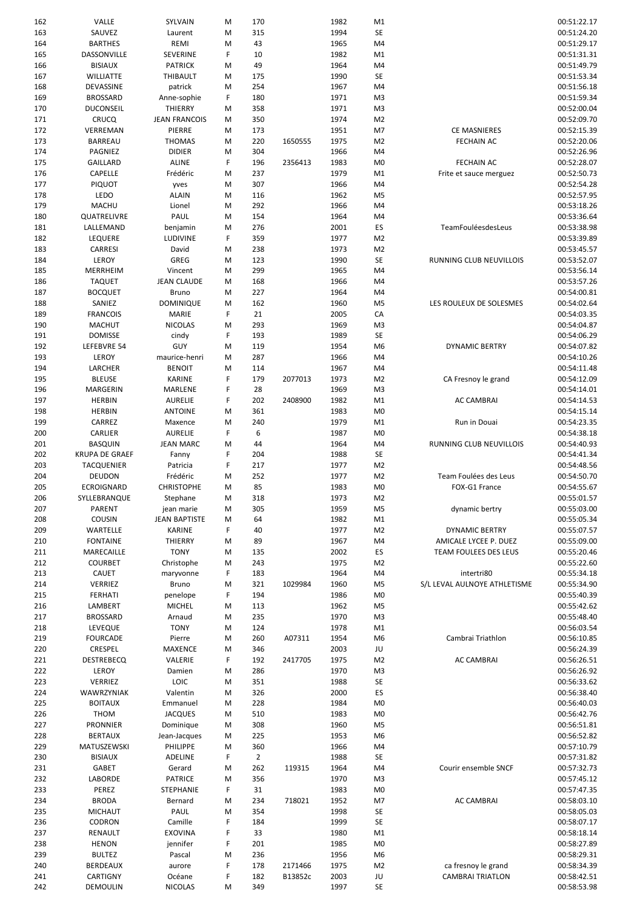| | | | | | | | | | |
|---|---|---|---|---|---|---|---|---|---|
| 162 | VALLE | SYLVAIN | M | 170 | | 1982 | M1 | | 00:51:22.17 |
| 163 | SAUVEZ | Laurent | M | 315 | | 1994 | SE | | 00:51:24.20 |
| 164 | BARTHES | REMI | M | 43 | | 1965 | M4 | | 00:51:29.17 |
| 165 | DASSONVILLE | SEVERINE | F | 10 | | 1982 | M1 | | 00:51:31.31 |
| 166 | BISIAUX | PATRICK | M | 49 | | 1964 | M4 | | 00:51:49.79 |
| 167 | WILLIATTE | THIBAULT | M | 175 | | 1990 | SE | | 00:51:53.34 |
| 168 | DEVASSINE | patrick | M | 254 | | 1967 | M4 | | 00:51:56.18 |
| 169 | BROSSARD | Anne-sophie | F | 180 | | 1971 | M3 | | 00:51:59.34 |
| 170 | DUCONSEIL | THIERRY | M | 358 | | 1971 | M3 | | 00:52:00.04 |
| 171 | CRUCQ | JEAN FRANCOIS | M | 350 | | 1974 | M2 | | 00:52:09.70 |
| 172 | VERREMAN | PIERRE | M | 173 | | 1951 | M7 | CE MASNIERES | 00:52:15.39 |
| 173 | BARREAU | THOMAS | M | 220 | 1650555 | 1975 | M2 | FECHAIN AC | 00:52:20.06 |
| 174 | PAGNIEZ | DIDIER | M | 304 | | 1966 | M4 | | 00:52:26.96 |
| 175 | GAILLARD | ALINE | F | 196 | 2356413 | 1983 | M0 | FECHAIN AC | 00:52:28.07 |
| 176 | CAPELLE | Frédéric | M | 237 | | 1979 | M1 | Frite et sauce merguez | 00:52:50.73 |
| 177 | PIQUOT | yves | M | 307 | | 1966 | M4 | | 00:52:54.28 |
| 178 | LEDO | ALAIN | M | 116 | | 1962 | M5 | | 00:52:57.95 |
| 179 | MACHU | Lionel | M | 292 | | 1966 | M4 | | 00:53:18.26 |
| 180 | QUATRELIVRE | PAUL | M | 154 | | 1964 | M4 | | 00:53:36.64 |
| 181 | LALLEMAND | benjamin | M | 276 | | 2001 | ES | TeamFouléesdesLeus | 00:53:38.98 |
| 182 | LEQUERE | LUDIVINE | F | 359 | | 1977 | M2 | | 00:53:39.89 |
| 183 | CARRESI | David | M | 238 | | 1973 | M2 | | 00:53:45.57 |
| 184 | LEROY | GREG | M | 123 | | 1990 | SE | RUNNING CLUB NEUVILLOIS | 00:53:52.07 |
| 185 | MERRHEIM | Vincent | M | 299 | | 1965 | M4 | | 00:53:56.14 |
| 186 | TAQUET | JEAN CLAUDE | M | 168 | | 1966 | M4 | | 00:53:57.26 |
| 187 | BOCQUET | Bruno | M | 227 | | 1964 | M4 | | 00:54:00.81 |
| 188 | SANIEZ | DOMINIQUE | M | 162 | | 1960 | M5 | LES ROULEUX DE SOLESMES | 00:54:02.64 |
| 189 | FRANCOIS | MARIE | F | 21 | | 2005 | CA | | 00:54:03.35 |
| 190 | MACHUT | NICOLAS | M | 293 | | 1969 | M3 | | 00:54:04.87 |
| 191 | DOMISSE | cindy | F | 193 | | 1989 | SE | | 00:54:06.29 |
| 192 | LEFEBVRE 54 | GUY | M | 119 | | 1954 | M6 | DYNAMIC BERTRY | 00:54:07.82 |
| 193 | LEROY | maurice-henri | M | 287 | | 1966 | M4 | | 00:54:10.26 |
| 194 | LARCHER | BENOIT | M | 114 | | 1967 | M4 | | 00:54:11.48 |
| 195 | BLEUSE | KARINE | F | 179 | 2077013 | 1973 | M2 | CA Fresnoy le grand | 00:54:12.09 |
| 196 | MARGERIN | MARLENE | F | 28 | | 1969 | M3 | | 00:54:14.01 |
| 197 | HERBIN | AURELIE | F | 202 | 2408900 | 1982 | M1 | AC CAMBRAI | 00:54:14.53 |
| 198 | HERBIN | ANTOINE | M | 361 | | 1983 | M0 | | 00:54:15.14 |
| 199 | CARREZ | Maxence | M | 240 | | 1979 | M1 | Run in Douai | 00:54:23.35 |
| 200 | CARLIER | AURELIE | F | 6 | | 1987 | M0 | | 00:54:38.18 |
| 201 | BASQUIN | JEAN MARC | M | 44 | | 1964 | M4 | RUNNING CLUB NEUVILLOIS | 00:54:40.93 |
| 202 | KRUPA DE GRAEF | Fanny | F | 204 | | 1988 | SE | | 00:54:41.34 |
| 203 | TACQUENIER | Patricia | F | 217 | | 1977 | M2 | | 00:54:48.56 |
| 204 | DEUDON | Frédéric | M | 252 | | 1977 | M2 | Team Foulées des Leus | 00:54:50.70 |
| 205 | ECROIGNARD | CHRISTOPHE | M | 85 | | 1983 | M0 | FOX-G1 France | 00:54:55.67 |
| 206 | SYLLEBRANQUE | Stephane | M | 318 | | 1973 | M2 | | 00:55:01.57 |
| 207 | PARENT | jean marie | M | 305 | | 1959 | M5 | dynamic bertry | 00:55:03.00 |
| 208 | COUSIN | JEAN BAPTISTE | M | 64 | | 1982 | M1 | | 00:55:05.34 |
| 209 | WARTELLE | KARINE | F | 40 | | 1977 | M2 | DYNAMIC BERTRY | 00:55:07.57 |
| 210 | FONTAINE | THIERRY | M | 89 | | 1967 | M4 | AMICALE LYCEE P. DUEZ | 00:55:09.00 |
| 211 | MARECAILLE | TONY | M | 135 | | 2002 | ES | TEAM FOULEES DES LEUS | 00:55:20.46 |
| 212 | COURBET | Christophe | M | 243 | | 1975 | M2 | | 00:55:22.60 |
| 213 | CAUET | maryvonne | F | 183 | | 1964 | M4 | intertri80 | 00:55:34.18 |
| 214 | VERRIEZ | Bruno | M | 321 | 1029984 | 1960 | M5 | S/L LEVAL AULNOYE ATHLETISME | 00:55:34.90 |
| 215 | FERHATI | penelope | F | 194 | | 1986 | M0 | | 00:55:40.39 |
| 216 | LAMBERT | MICHEL | M | 113 | | 1962 | M5 | | 00:55:42.62 |
| 217 | BROSSARD | Arnaud | M | 235 | | 1970 | M3 | | 00:55:48.40 |
| 218 | LEVEQUE | TONY | M | 124 | | 1978 | M1 | | 00:56:03.54 |
| 219 | FOURCADE | Pierre | M | 260 | A07311 | 1954 | M6 | Cambrai Triathlon | 00:56:10.85 |
| 220 | CRESPEL | MAXENCE | M | 346 | | 2003 | JU | | 00:56:24.39 |
| 221 | DESTREBECQ | VALERIE | F | 192 | 2417705 | 1975 | M2 | AC CAMBRAI | 00:56:26.51 |
| 222 | LEROY | Damien | M | 286 | | 1970 | M3 | | 00:56:26.92 |
| 223 | VERRIEZ | LOIC | M | 351 | | 1988 | SE | | 00:56:33.62 |
| 224 | WAWRZYNIAK | Valentin | M | 326 | | 2000 | ES | | 00:56:38.40 |
| 225 | BOITAUX | Emmanuel | M | 228 | | 1984 | M0 | | 00:56:40.03 |
| 226 | THOM | JACQUES | M | 510 | | 1983 | M0 | | 00:56:42.76 |
| 227 | PRONNIER | Dominique | M | 308 | | 1960 | M5 | | 00:56:51.81 |
| 228 | BERTAUX | Jean-Jacques | M | 225 | | 1953 | M6 | | 00:56:52.82 |
| 229 | MATUSZEWSKI | PHILIPPE | M | 360 | | 1966 | M4 | | 00:57:10.79 |
| 230 | BISIAUX | ADELINE | F | 2 | | 1988 | SE | | 00:57:31.82 |
| 231 | GABET | Gerard | M | 262 | 119315 | 1964 | M4 | Courir ensemble SNCF | 00:57:32.73 |
| 232 | LABORDE | PATRICE | M | 356 | | 1970 | M3 | | 00:57:45.12 |
| 233 | PEREZ | STEPHANIE | F | 31 | | 1983 | M0 | | 00:57:47.35 |
| 234 | BRODA | Bernard | M | 234 | 718021 | 1952 | M7 | AC CAMBRAI | 00:58:03.10 |
| 235 | MICHAUT | PAUL | M | 354 | | 1998 | SE | | 00:58:05.03 |
| 236 | CODRON | Camille | F | 184 | | 1999 | SE | | 00:58:07.17 |
| 237 | RENAULT | EXOVINA | F | 33 | | 1980 | M1 | | 00:58:18.14 |
| 238 | HENON | jennifer | F | 201 | | 1985 | M0 | | 00:58:27.89 |
| 239 | BULTEZ | Pascal | M | 236 | | 1956 | M6 | | 00:58:29.31 |
| 240 | BERDEAUX | aurore | F | 178 | 2171466 | 1975 | M2 | ca fresnoy le grand | 00:58:34.39 |
| 241 | CARTIGNY | Océane | F | 182 | B13852c | 2003 | JU | CAMBRAI TRIATLON | 00:58:42.51 |
| 242 | DEMOULIN | NICOLAS | M | 349 | | 1997 | SE | | 00:58:53.98 |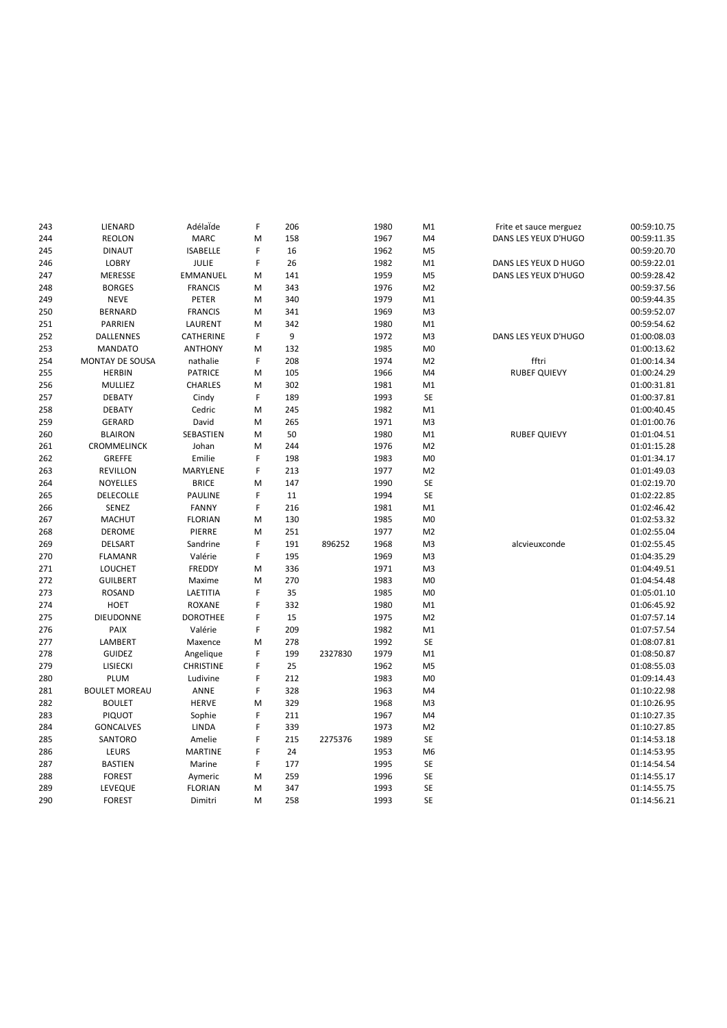| | | | | | | | | | |
|---|---|---|---|---|---|---|---|---|---|
| 243 | LIENARD | Adélaïde | F | 206 | | 1980 | M1 | Frite et sauce merguez | 00:59:10.75 |
| 244 | REOLON | MARC | M | 158 | | 1967 | M4 | DANS LES YEUX D'HUGO | 00:59:11.35 |
| 245 | DINAUT | ISABELLE | F | 16 | | 1962 | M5 | | 00:59:20.70 |
| 246 | LOBRY | JULIE | F | 26 | | 1982 | M1 | DANS LES YEUX D HUGO | 00:59:22.01 |
| 247 | MERESSE | EMMANUEL | M | 141 | | 1959 | M5 | DANS LES YEUX D'HUGO | 00:59:28.42 |
| 248 | BORGES | FRANCIS | M | 343 | | 1976 | M2 | | 00:59:37.56 |
| 249 | NEVE | PETER | M | 340 | | 1979 | M1 | | 00:59:44.35 |
| 250 | BERNARD | FRANCIS | M | 341 | | 1969 | M3 | | 00:59:52.07 |
| 251 | PARRIEN | LAURENT | M | 342 | | 1980 | M1 | | 00:59:54.62 |
| 252 | DALLENNES | CATHERINE | F | 9 | | 1972 | M3 | DANS LES YEUX D'HUGO | 01:00:08.03 |
| 253 | MANDATO | ANTHONY | M | 132 | | 1985 | M0 | | 01:00:13.62 |
| 254 | MONTAY DE SOUSA | nathalie | F | 208 | | 1974 | M2 | fftri | 01:00:14.34 |
| 255 | HERBIN | PATRICE | M | 105 | | 1966 | M4 | RUBEF QUIEVY | 01:00:24.29 |
| 256 | MULLIEZ | CHARLES | M | 302 | | 1981 | M1 | | 01:00:31.81 |
| 257 | DEBATY | Cindy | F | 189 | | 1993 | SE | | 01:00:37.81 |
| 258 | DEBATY | Cedric | M | 245 | | 1982 | M1 | | 01:00:40.45 |
| 259 | GERARD | David | M | 265 | | 1971 | M3 | | 01:01:00.76 |
| 260 | BLAIRON | SEBASTIEN | M | 50 | | 1980 | M1 | RUBEF QUIEVY | 01:01:04.51 |
| 261 | CROMMELINCK | Johan | M | 244 | | 1976 | M2 | | 01:01:15.28 |
| 262 | GREFFE | Emilie | F | 198 | | 1983 | M0 | | 01:01:34.17 |
| 263 | REVILLON | MARYLENE | F | 213 | | 1977 | M2 | | 01:01:49.03 |
| 264 | NOYELLES | BRICE | M | 147 | | 1990 | SE | | 01:02:19.70 |
| 265 | DELECOLLE | PAULINE | F | 11 | | 1994 | SE | | 01:02:22.85 |
| 266 | SENEZ | FANNY | F | 216 | | 1981 | M1 | | 01:02:46.42 |
| 267 | MACHUT | FLORIAN | M | 130 | | 1985 | M0 | | 01:02:53.32 |
| 268 | DEROME | PIERRE | M | 251 | | 1977 | M2 | | 01:02:55.04 |
| 269 | DELSART | Sandrine | F | 191 | 896252 | 1968 | M3 | alcvieuxconde | 01:02:55.45 |
| 270 | FLAMANR | Valérie | F | 195 | | 1969 | M3 | | 01:04:35.29 |
| 271 | LOUCHET | FREDDY | M | 336 | | 1971 | M3 | | 01:04:49.51 |
| 272 | GUILBERT | Maxime | M | 270 | | 1983 | M0 | | 01:04:54.48 |
| 273 | ROSAND | LAETITIA | F | 35 | | 1985 | M0 | | 01:05:01.10 |
| 274 | HOET | ROXANE | F | 332 | | 1980 | M1 | | 01:06:45.92 |
| 275 | DIEUDONNE | DOROTHEE | F | 15 | | 1975 | M2 | | 01:07:57.14 |
| 276 | PAIX | Valérie | F | 209 | | 1982 | M1 | | 01:07:57.54 |
| 277 | LAMBERT | Maxence | M | 278 | | 1992 | SE | | 01:08:07.81 |
| 278 | GUIDEZ | Angelique | F | 199 | 2327830 | 1979 | M1 | | 01:08:50.87 |
| 279 | LISIECKI | CHRISTINE | F | 25 | | 1962 | M5 | | 01:08:55.03 |
| 280 | PLUM | Ludivine | F | 212 | | 1983 | M0 | | 01:09:14.43 |
| 281 | BOULET MOREAU | ANNE | F | 328 | | 1963 | M4 | | 01:10:22.98 |
| 282 | BOULET | HERVE | M | 329 | | 1968 | M3 | | 01:10:26.95 |
| 283 | PIQUOT | Sophie | F | 211 | | 1967 | M4 | | 01:10:27.35 |
| 284 | GONCALVES | LINDA | F | 339 | | 1973 | M2 | | 01:10:27.85 |
| 285 | SANTORO | Amelie | F | 215 | 2275376 | 1989 | SE | | 01:14:53.18 |
| 286 | LEURS | MARTINE | F | 24 | | 1953 | M6 | | 01:14:53.95 |
| 287 | BASTIEN | Marine | F | 177 | | 1995 | SE | | 01:14:54.54 |
| 288 | FOREST | Aymeric | M | 259 | | 1996 | SE | | 01:14:55.17 |
| 289 | LEVEQUE | FLORIAN | M | 347 | | 1993 | SE | | 01:14:55.75 |
| 290 | FOREST | Dimitri | M | 258 | | 1993 | SE | | 01:14:56.21 |